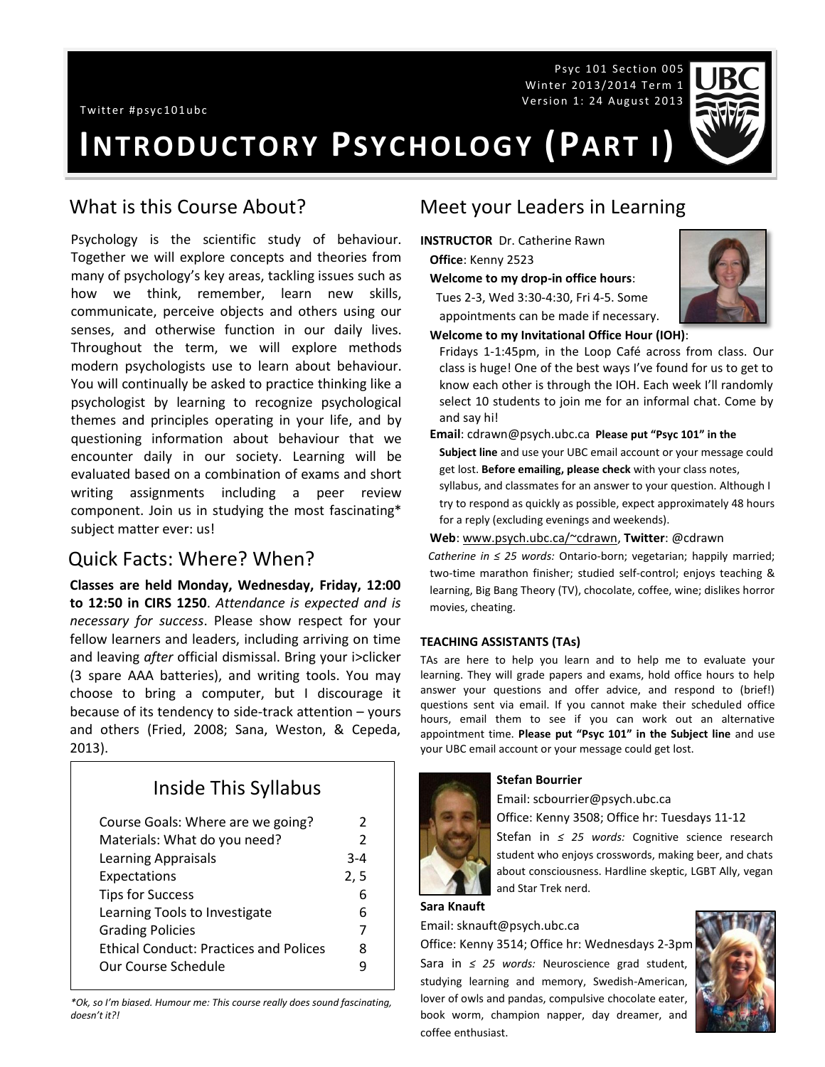Psyc 101 Section 005
Winter 2013/2014 Term 1
Version 1: 24 August 2013

Twitter #psyc101ubc

# INTRODUCTORY PSYCHOLOGY (PART I)

## What is this Course About?

Psychology is the scientific study of behaviour. Together we will explore concepts and theories from many of psychology's key areas, tackling issues such as how we think, remember, learn new skills, communicate, perceive objects and others using our senses, and otherwise function in our daily lives. Throughout the term, we will explore methods modern psychologists use to learn about behaviour. You will continually be asked to practice thinking like a psychologist by learning to recognize psychological themes and principles operating in your life, and by questioning information about behaviour that we encounter daily in our society. Learning will be evaluated based on a combination of exams and short writing assignments including a peer review component. Join us in studying the most fascinating* subject matter ever: us!

## Quick Facts: Where? When?

**Classes are held Monday, Wednesday, Friday, 12:00 to 12:50 in CIRS 1250**. *Attendance is expected and is necessary for success*. Please show respect for your fellow learners and leaders, including arriving on time and leaving *after* official dismissal. Bring your i>clicker (3 spare AAA batteries), and writing tools. You may choose to bring a computer, but I discourage it because of its tendency to side-track attention – yours and others (Fried, 2008; Sana, Weston, & Cepeda, 2013).

### Inside This Syllabus

| | |
|---|---|
| Course Goals: Where are we going? | 2 |
| Materials: What do you need? | 2 |
| Learning Appraisals | 3-4 |
| Expectations | 2, 5 |
| Tips for Success | 6 |
| Learning Tools to Investigate | 6 |
| Grading Policies | 7 |
| Ethical Conduct: Practices and Polices | 8 |
| Our Course Schedule | 9 |

*\*Ok, so I'm biased. Humour me: This course really does sound fascinating, doesn't it?!*

## Meet your Leaders in Learning

**INSTRUCTOR** Dr. Catherine Rawn

**Office**: Kenny 2523

**Welcome to my drop-in office hours**:
Tues 2-3, Wed 3:30-4:30, Fri 4-5. Some appointments can be made if necessary.

**Welcome to my Invitational Office Hour (IOH)**:
Fridays 1-1:45pm, in the Loop Café across from class. Our class is huge! One of the best ways I've found for us to get to know each other is through the IOH. Each week I'll randomly select 10 students to join me for an informal chat. Come by and say hi!

**Email**: cdrawn@psych.ubc.ca **Please put "Psyc 101" in the Subject line** and use your UBC email account or your message could get lost. **Before emailing, please check** with your class notes, syllabus, and classmates for an answer to your question. Although I try to respond as quickly as possible, expect approximately 48 hours for a reply (excluding evenings and weekends).

**Web**: www.psych.ubc.ca/~cdrawn, **Twitter**: @cdrawn

*Catherine in ≤ 25 words:* Ontario-born; vegetarian; happily married; two-time marathon finisher; studied self-control; enjoys teaching & learning, Big Bang Theory (TV), chocolate, coffee, wine; dislikes horror movies, cheating.

### TEACHING ASSISTANTS (TAs)

TAs are here to help you learn and to help me to evaluate your learning. They will grade papers and exams, hold office hours to help answer your questions and offer advice, and respond to (brief!) questions sent via email. If you cannot make their scheduled office hours, email them to see if you can work out an alternative appointment time. **Please put "Psyc 101" in the Subject line** and use your UBC email account or your message could get lost.

**Stefan Bourrier**
Email: scbourrier@psych.ubc.ca
Office: Kenny 3508; Office hr: Tuesdays 11-12
Stefan in *≤ 25 words:* Cognitive science research student who enjoys crosswords, making beer, and chats about consciousness. Hardline skeptic, LGBT Ally, vegan and Star Trek nerd.

**Sara Knauft**
Email: sknauft@psych.ubc.ca
Office: Kenny 3514; Office hr: Wednesdays 2-3pm
Sara in *≤ 25 words:* Neuroscience grad student, studying learning and memory, Swedish-American, lover of owls and pandas, compulsive chocolate eater, book worm, champion napper, day dreamer, and coffee enthusiast.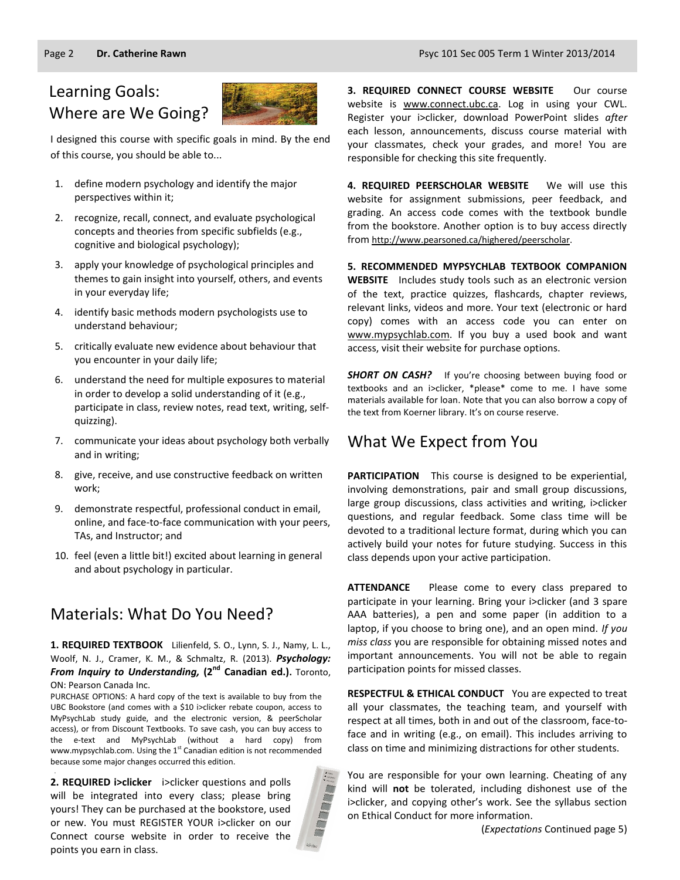## Learning Goals: Where are We Going?

I designed this course with specific goals in mind. By the end of this course, you should be able to...

1. define modern psychology and identify the major perspectives within it;
2. recognize, recall, connect, and evaluate psychological concepts and theories from specific subfields (e.g., cognitive and biological psychology);
3. apply your knowledge of psychological principles and themes to gain insight into yourself, others, and events in your everyday life;
4. identify basic methods modern psychologists use to understand behaviour;
5. critically evaluate new evidence about behaviour that you encounter in your daily life;
6. understand the need for multiple exposures to material in order to develop a solid understanding of it (e.g., participate in class, review notes, read text, writing, self-quizzing).
7. communicate your ideas about psychology both verbally and in writing;
8. give, receive, and use constructive feedback on written work;
9. demonstrate respectful, professional conduct in email, online, and face-to-face communication with your peers, TAs, and Instructor; and
10. feel (even a little bit!) excited about learning in general and about psychology in particular.

## Materials: What Do You Need?

**1. REQUIRED TEXTBOOK** Lilienfeld, S. O., Lynn, S. J., Namy, L. L., Woolf, N. J., Cramer, K. M., & Schmaltz, R. (2013). ***Psychology: From Inquiry to Understanding,* (2nd Canadian ed.).** Toronto, ON: Pearson Canada Inc.

PURCHASE OPTIONS: A hard copy of the text is available to buy from the UBC Bookstore (and comes with a $10 i>clicker rebate coupon, access to MyPsychLab study guide, and the electronic version, & peerScholar access), or from Discount Textbooks. To save cash, you can buy access to the e-text and MyPsychLab (without a hard copy) from www.mypsychlab.com. Using the 1st Canadian edition is not recommended because some major changes occurred this edition.

**2. REQUIRED i>clicker** i>clicker questions and polls will be integrated into every class; please bring yours! They can be purchased at the bookstore, used or new. You must REGISTER YOUR i>clicker on our Connect course website in order to receive the points you earn in class.

**3. REQUIRED CONNECT COURSE WEBSITE** Our course website is www.connect.ubc.ca. Log in using your CWL. Register your i>clicker, download PowerPoint slides *after* each lesson, announcements, discuss course material with your classmates, check your grades, and more! You are responsible for checking this site frequently.

**4. REQUIRED PEERSCHOLAR WEBSITE** We will use this website for assignment submissions, peer feedback, and grading. An access code comes with the textbook bundle from the bookstore. Another option is to buy access directly from http://www.pearsoned.ca/highered/peerscholar.

**5. RECOMMENDED MYPSYCHLAB TEXTBOOK COMPANION WEBSITE** Includes study tools such as an electronic version of the text, practice quizzes, flashcards, chapter reviews, relevant links, videos and more. Your text (electronic or hard copy) comes with an access code you can enter on www.mypsychlab.com. If you buy a used book and want access, visit their website for purchase options.

***SHORT ON CASH?*** If you're choosing between buying food or textbooks and an i>clicker, \*please\* come to me. I have some materials available for loan. Note that you can also borrow a copy of the text from Koerner library. It's on course reserve.

## What We Expect from You

**PARTICIPATION** This course is designed to be experiential, involving demonstrations, pair and small group discussions, large group discussions, class activities and writing, i>clicker questions, and regular feedback. Some class time will be devoted to a traditional lecture format, during which you can actively build your notes for future studying. Success in this class depends upon your active participation.

**ATTENDANCE** Please come to every class prepared to participate in your learning. Bring your i>clicker (and 3 spare AAA batteries), a pen and some paper (in addition to a laptop, if you choose to bring one), and an open mind. *If you miss class* you are responsible for obtaining missed notes and important announcements. You will not be able to regain participation points for missed classes.

**RESPECTFUL & ETHICAL CONDUCT** You are expected to treat all your classmates, the teaching team, and yourself with respect at all times, both in and out of the classroom, face-to-face and in writing (e.g., on email). This includes arriving to class on time and minimizing distractions for other students.

You are responsible for your own learning. Cheating of any kind will **not** be tolerated, including dishonest use of the i>clicker, and copying other's work. See the syllabus section on Ethical Conduct for more information.

(*Expectations* Continued page 5)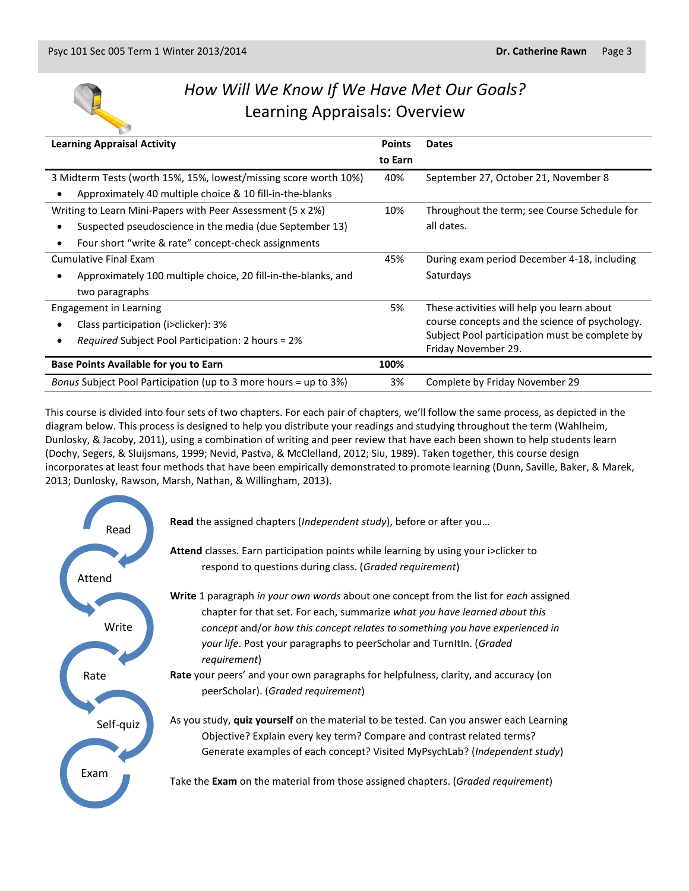# *How Will We Know If We Have Met Our Goals?*

## Learning Appraisals: Overview

| Learning Appraisal Activity | Points to Earn | Dates |
|---|---|---|
| 3 Midterm Tests (worth 15%, 15%, lowest/missing score worth 10%)<br>• Approximately 40 multiple choice & 10 fill-in-the-blanks | 40% | September 27, October 21, November 8 |
| Writing to Learn Mini-Papers with Peer Assessment (5 x 2%)<br>• Suspected pseudoscience in the media (due September 13)<br>• Four short "write & rate" concept-check assignments | 10% | Throughout the term; see Course Schedule for all dates. |
| Cumulative Final Exam<br>• Approximately 100 multiple choice, 20 fill-in-the-blanks, and two paragraphs | 45% | During exam period December 4-18, including Saturdays |
| Engagement in Learning<br>• Class participation (i>clicker): 3%<br>• *Required* Subject Pool Participation: 2 hours = 2% | 5% | These activities will help you learn about course concepts and the science of psychology. Subject Pool participation must be complete by Friday November 29. |
| **Base Points Available for you to Earn** | **100%** | |
| *Bonus* Subject Pool Participation (up to 3 more hours = up to 3%) | 3% | Complete by Friday November 29 |

This course is divided into four sets of two chapters. For each pair of chapters, we'll follow the same process, as depicted in the diagram below. This process is designed to help you distribute your readings and studying throughout the term (Wahlheim, Dunlosky, & Jacoby, 2011), using a combination of writing and peer review that have each been shown to help students learn (Dochy, Segers, & Sluijsmans, 1999; Nevid, Pastva, & McClelland, 2012; Siu, 1989). Taken together, this course design incorporates at least four methods that have been empirically demonstrated to promote learning (Dunn, Saville, Baker, & Marek, 2013; Dunlosky, Rawson, Marsh, Nathan, & Willingham, 2013).

Read → Attend → Write → Rate → Self-quiz → Exam

**Read** the assigned chapters (*Independent study*), before or after you…

**Attend** classes. Earn participation points while learning by using your i>clicker to respond to questions during class. (*Graded requirement*)

**Write** 1 paragraph *in your own words* about one concept from the list for *each* assigned chapter for that set. For each, summarize *what you have learned about this concept* and/or *how this concept relates to something you have experienced in your life*. Post your paragraphs to peerScholar and TurnItIn. (*Graded requirement*)

**Rate** your peers' and your own paragraphs for helpfulness, clarity, and accuracy (on peerScholar). (*Graded requirement*)

As you study, **quiz yourself** on the material to be tested. Can you answer each Learning Objective? Explain every key term? Compare and contrast related terms? Generate examples of each concept? Visited MyPsychLab? (*Independent study*)

Take the **Exam** on the material from those assigned chapters. (*Graded requirement*)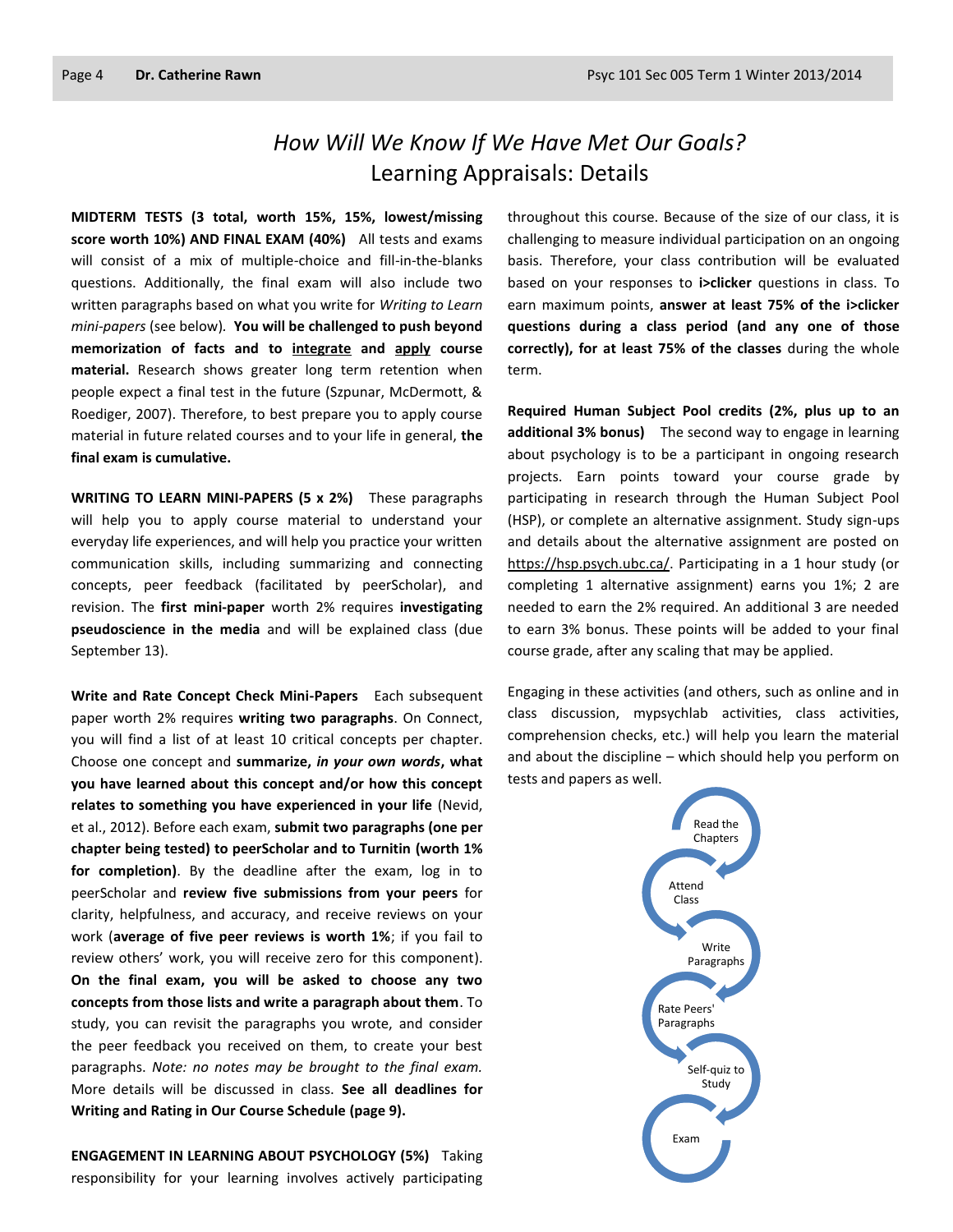# *How Will We Know If We Have Met Our Goals?*
## Learning Appraisals: Details

**MIDTERM TESTS (3 total, worth 15%, 15%, lowest/missing score worth 10%) AND FINAL EXAM (40%)** All tests and exams will consist of a mix of multiple-choice and fill-in-the-blanks questions. Additionally, the final exam will also include two written paragraphs based on what you write for *Writing to Learn mini-papers* (see below). **You will be challenged to push beyond memorization of facts and to <u>integrate</u> and <u>apply</u> course material.** Research shows greater long term retention when people expect a final test in the future (Szpunar, McDermott, & Roediger, 2007). Therefore, to best prepare you to apply course material in future related courses and to your life in general, **the final exam is cumulative.**

**WRITING TO LEARN MINI-PAPERS (5 x 2%)** These paragraphs will help you to apply course material to understand your everyday life experiences, and will help you practice your written communication skills, including summarizing and connecting concepts, peer feedback (facilitated by peerScholar), and revision. The **first mini-paper** worth 2% requires **investigating pseudoscience in the media** and will be explained class (due September 13).

**Write and Rate Concept Check Mini-Papers** Each subsequent paper worth 2% requires **writing two paragraphs**. On Connect, you will find a list of at least 10 critical concepts per chapter. Choose one concept and **summarize, *in your own words*, what you have learned about this concept and/or how this concept relates to something you have experienced in your life** (Nevid, et al., 2012). Before each exam, **submit two paragraphs (one per chapter being tested) to peerScholar and to Turnitin (worth 1% for completion)**. By the deadline after the exam, log in to peerScholar and **review five submissions from your peers** for clarity, helpfulness, and accuracy, and receive reviews on your work (**average of five peer reviews is worth 1%**; if you fail to review others' work, you will receive zero for this component). **On the final exam, you will be asked to choose any two concepts from those lists and write a paragraph about them**. To study, you can revisit the paragraphs you wrote, and consider the peer feedback you received on them, to create your best paragraphs. *Note: no notes may be brought to the final exam.* More details will be discussed in class. **See all deadlines for Writing and Rating in Our Course Schedule (page 9).**

**ENGAGEMENT IN LEARNING ABOUT PSYCHOLOGY (5%)** Taking responsibility for your learning involves actively participating throughout this course. Because of the size of our class, it is challenging to measure individual participation on an ongoing basis. Therefore, your class contribution will be evaluated based on your responses to **i>clicker** questions in class. To earn maximum points, **answer at least 75% of the i>clicker questions during a class period (and any one of those correctly), for at least 75% of the classes** during the whole term.

**Required Human Subject Pool credits (2%, plus up to an additional 3% bonus)** The second way to engage in learning about psychology is to be a participant in ongoing research projects. Earn points toward your course grade by participating in research through the Human Subject Pool (HSP), or complete an alternative assignment. Study sign-ups and details about the alternative assignment are posted on https://hsp.psych.ubc.ca/. Participating in a 1 hour study (or completing 1 alternative assignment) earns you 1%; 2 are needed to earn the 2% required. An additional 3 are needed to earn 3% bonus. These points will be added to your final course grade, after any scaling that may be applied.

Engaging in these activities (and others, such as online and in class discussion, mypsychlab activities, class activities, comprehension checks, etc.) will help you learn the material and about the discipline – which should help you perform on tests and papers as well.

Read the Chapters → Attend Class → Write Paragraphs → Rate Peers' Paragraphs → Self-quiz to Study → Exam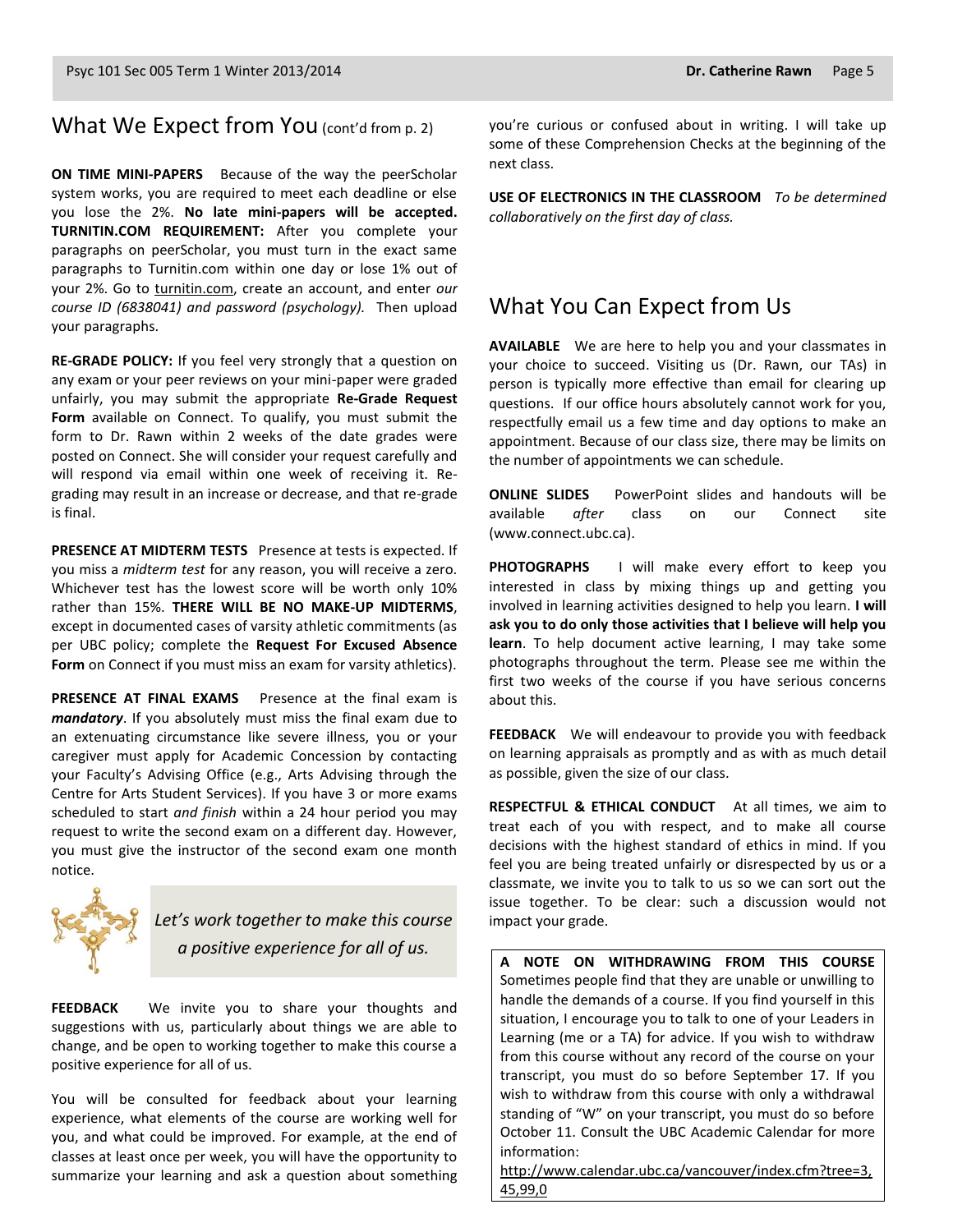## What We Expect from You (cont'd from p. 2)

**ON TIME MINI-PAPERS** Because of the way the peerScholar system works, you are required to meet each deadline or else you lose the 2%. **No late mini-papers will be accepted. TURNITIN.COM REQUIREMENT:** After you complete your paragraphs on peerScholar, you must turn in the exact same paragraphs to Turnitin.com within one day or lose 1% out of your 2%. Go to turnitin.com, create an account, and enter *our course ID (6838041) and password (psychology).* Then upload your paragraphs.

**RE-GRADE POLICY:** If you feel very strongly that a question on any exam or your peer reviews on your mini-paper were graded unfairly, you may submit the appropriate **Re-Grade Request Form** available on Connect. To qualify, you must submit the form to Dr. Rawn within 2 weeks of the date grades were posted on Connect. She will consider your request carefully and will respond via email within one week of receiving it. Re-grading may result in an increase or decrease, and that re-grade is final.

**PRESENCE AT MIDTERM TESTS** Presence at tests is expected. If you miss a *midterm test* for any reason, you will receive a zero. Whichever test has the lowest score will be worth only 10% rather than 15%. **THERE WILL BE NO MAKE-UP MIDTERMS**, except in documented cases of varsity athletic commitments (as per UBC policy; complete the **Request For Excused Absence Form** on Connect if you must miss an exam for varsity athletics).

**PRESENCE AT FINAL EXAMS** Presence at the final exam is ***mandatory***. If you absolutely must miss the final exam due to an extenuating circumstance like severe illness, you or your caregiver must apply for Academic Concession by contacting your Faculty's Advising Office (e.g., Arts Advising through the Centre for Arts Student Services). If you have 3 or more exams scheduled to start *and finish* within a 24 hour period you may request to write the second exam on a different day. However, you must give the instructor of the second exam one month notice.

*Let's work together to make this course a positive experience for all of us.*

**FEEDBACK** We invite you to share your thoughts and suggestions with us, particularly about things we are able to change, and be open to working together to make this course a positive experience for all of us.

You will be consulted for feedback about your learning experience, what elements of the course are working well for you, and what could be improved. For example, at the end of classes at least once per week, you will have the opportunity to summarize your learning and ask a question about something you're curious or confused about in writing. I will take up some of these Comprehension Checks at the beginning of the next class.

**USE OF ELECTRONICS IN THE CLASSROOM** *To be determined collaboratively on the first day of class.*

## What You Can Expect from Us

**AVAILABLE** We are here to help you and your classmates in your choice to succeed. Visiting us (Dr. Rawn, our TAs) in person is typically more effective than email for clearing up questions. If our office hours absolutely cannot work for you, respectfully email us a few time and day options to make an appointment. Because of our class size, there may be limits on the number of appointments we can schedule.

**ONLINE SLIDES** PowerPoint slides and handouts will be available *after* class on our Connect site (www.connect.ubc.ca).

**PHOTOGRAPHS** I will make every effort to keep you interested in class by mixing things up and getting you involved in learning activities designed to help you learn. **I will ask you to do only those activities that I believe will help you learn**. To help document active learning, I may take some photographs throughout the term. Please see me within the first two weeks of the course if you have serious concerns about this.

**FEEDBACK** We will endeavour to provide you with feedback on learning appraisals as promptly and as with as much detail as possible, given the size of our class.

**RESPECTFUL & ETHICAL CONDUCT** At all times, we aim to treat each of you with respect, and to make all course decisions with the highest standard of ethics in mind. If you feel you are being treated unfairly or disrespected by us or a classmate, we invite you to talk to us so we can sort out the issue together. To be clear: such a discussion would not impact your grade.

**A NOTE ON WITHDRAWING FROM THIS COURSE** Sometimes people find that they are unable or unwilling to handle the demands of a course. If you find yourself in this situation, I encourage you to talk to one of your Leaders in Learning (me or a TA) for advice. If you wish to withdraw from this course without any record of the course on your transcript, you must do so before September 17. If you wish to withdraw from this course with only a withdrawal standing of "W" on your transcript, you must do so before October 11. Consult the UBC Academic Calendar for more information:
http://www.calendar.ubc.ca/vancouver/index.cfm?tree=3,45,99,0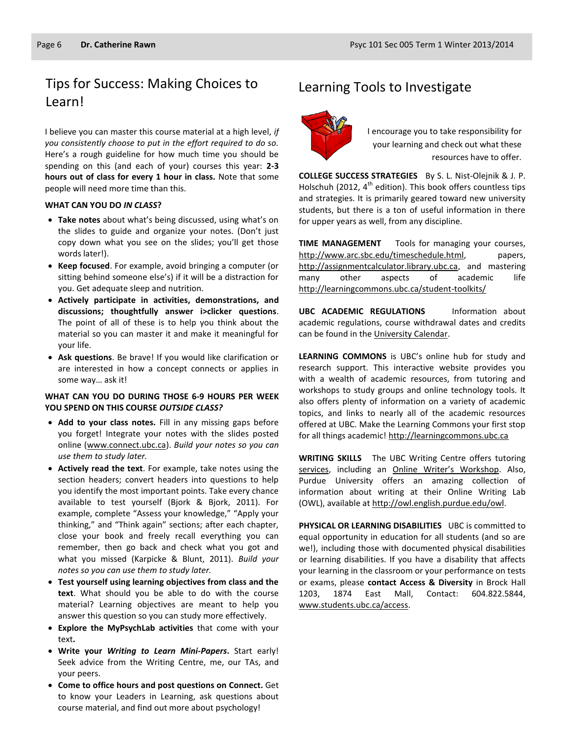## Tips for Success: Making Choices to Learn!

I believe you can master this course material at a high level, *if you consistently choose to put in the effort required to do so.* Here's a rough guideline for how much time you should be spending on this (and each of your) courses this year: **2-3 hours out of class for every 1 hour in class.** Note that some people will need more time than this.

**WHAT CAN YOU DO *IN CLASS*?**

- **Take notes** about what's being discussed, using what's on the slides to guide and organize your notes. (Don't just copy down what you see on the slides; you'll get those words later!).
- **Keep focused**. For example, avoid bringing a computer (or sitting behind someone else's) if it will be a distraction for you. Get adequate sleep and nutrition.
- **Actively participate in activities, demonstrations, and discussions; thoughtfully answer i>clicker questions**. The point of all of these is to help you think about the material so you can master it and make it meaningful for your life.
- **Ask questions**. Be brave! If you would like clarification or are interested in how a concept connects or applies in some way… ask it!

**WHAT CAN YOU DO DURING THOSE 6-9 HOURS PER WEEK YOU SPEND ON THIS COURSE *OUTSIDE CLASS?***

- **Add to your class notes.** Fill in any missing gaps before you forget! Integrate your notes with the slides posted online (www.connect.ubc.ca). *Build your notes so you can use them to study later.*
- **Actively read the text**. For example, take notes using the section headers; convert headers into questions to help you identify the most important points. Take every chance available to test yourself (Bjork & Bjork, 2011). For example, complete "Assess your knowledge," "Apply your thinking," and "Think again" sections; after each chapter, close your book and freely recall everything you can remember, then go back and check what you got and what you missed (Karpicke & Blunt, 2011). *Build your notes so you can use them to study later.*
- **Test yourself using learning objectives from class and the text**. What should you be able to do with the course material? Learning objectives are meant to help you answer this question so you can study more effectively.
- **Explore the MyPsychLab activities** that come with your text**.**
- **Write your *Writing to Learn Mini-Papers*.** Start early! Seek advice from the Writing Centre, me, our TAs, and your peers.
- **Come to office hours and post questions on Connect.** Get to know your Leaders in Learning, ask questions about course material, and find out more about psychology!

## Learning Tools to Investigate

I encourage you to take responsibility for your learning and check out what these resources have to offer.

**COLLEGE SUCCESS STRATEGIES** By S. L. Nist-Olejnik & J. P. Holschuh (2012, 4th edition). This book offers countless tips and strategies. It is primarily geared toward new university students, but there is a ton of useful information in there for upper years as well, from any discipline.

**TIME MANAGEMENT** Tools for managing your courses, http://www.arc.sbc.edu/timeschedule.html, papers, http://assignmentcalculator.library.ubc.ca, and mastering many other aspects of academic life http://learningcommons.ubc.ca/student-toolkits/

**UBC ACADEMIC REGULATIONS** Information about academic regulations, course withdrawal dates and credits can be found in the University Calendar.

**LEARNING COMMONS** is UBC's online hub for study and research support. This interactive website provides you with a wealth of academic resources, from tutoring and workshops to study groups and online technology tools. It also offers plenty of information on a variety of academic topics, and links to nearly all of the academic resources offered at UBC. Make the Learning Commons your first stop for all things academic! http://learningcommons.ubc.ca

**WRITING SKILLS** The UBC Writing Centre offers tutoring services, including an Online Writer's Workshop. Also, Purdue University offers an amazing collection of information about writing at their Online Writing Lab (OWL), available at http://owl.english.purdue.edu/owl.

**PHYSICAL OR LEARNING DISABILITIES** UBC is committed to equal opportunity in education for all students (and so are we!), including those with documented physical disabilities or learning disabilities. If you have a disability that affects your learning in the classroom or your performance on tests or exams, please **contact Access & Diversity** in Brock Hall 1203, 1874 East Mall, Contact: 604.822.5844, www.students.ubc.ca/access.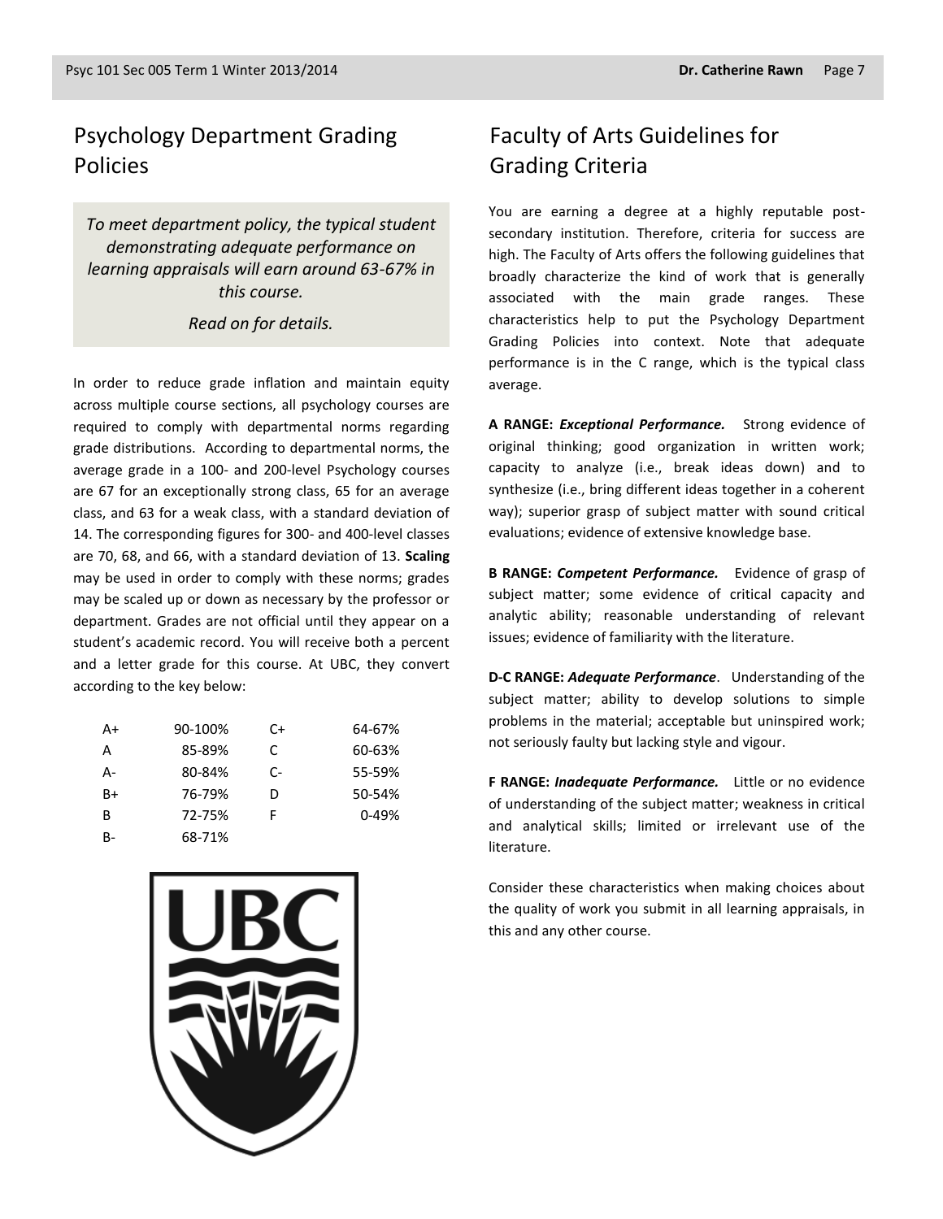## Psychology Department Grading Policies

*To meet department policy, the typical student demonstrating adequate performance on learning appraisals will earn around 63-67% in this course.*

*Read on for details.*

In order to reduce grade inflation and maintain equity across multiple course sections, all psychology courses are required to comply with departmental norms regarding grade distributions. According to departmental norms, the average grade in a 100- and 200-level Psychology courses are 67 for an exceptionally strong class, 65 for an average class, and 63 for a weak class, with a standard deviation of 14. The corresponding figures for 300- and 400-level classes are 70, 68, and 66, with a standard deviation of 13. **Scaling** may be used in order to comply with these norms; grades may be scaled up or down as necessary by the professor or department. Grades are not official until they appear on a student's academic record. You will receive both a percent and a letter grade for this course. At UBC, they convert according to the key below:

| | | | |
|---|---|---|---|
| A+ | 90-100% | C+ | 64-67% |
| A | 85-89% | C | 60-63% |
| A- | 80-84% | C- | 55-59% |
| B+ | 76-79% | D | 50-54% |
| B | 72-75% | F | 0-49% |
| B- | 68-71% | | |

## Faculty of Arts Guidelines for Grading Criteria

You are earning a degree at a highly reputable post-secondary institution. Therefore, criteria for success are high. The Faculty of Arts offers the following guidelines that broadly characterize the kind of work that is generally associated with the main grade ranges. These characteristics help to put the Psychology Department Grading Policies into context. Note that adequate performance is in the C range, which is the typical class average.

**A RANGE:** ***Exceptional Performance.*** Strong evidence of original thinking; good organization in written work; capacity to analyze (i.e., break ideas down) and to synthesize (i.e., bring different ideas together in a coherent way); superior grasp of subject matter with sound critical evaluations; evidence of extensive knowledge base.

**B RANGE:** ***Competent Performance.*** Evidence of grasp of subject matter; some evidence of critical capacity and analytic ability; reasonable understanding of relevant issues; evidence of familiarity with the literature.

**D-C RANGE:** ***Adequate Performance***. Understanding of the subject matter; ability to develop solutions to simple problems in the material; acceptable but uninspired work; not seriously faulty but lacking style and vigour.

**F RANGE:** ***Inadequate Performance.*** Little or no evidence of understanding of the subject matter; weakness in critical and analytical skills; limited or irrelevant use of the literature.

Consider these characteristics when making choices about the quality of work you submit in all learning appraisals, in this and any other course.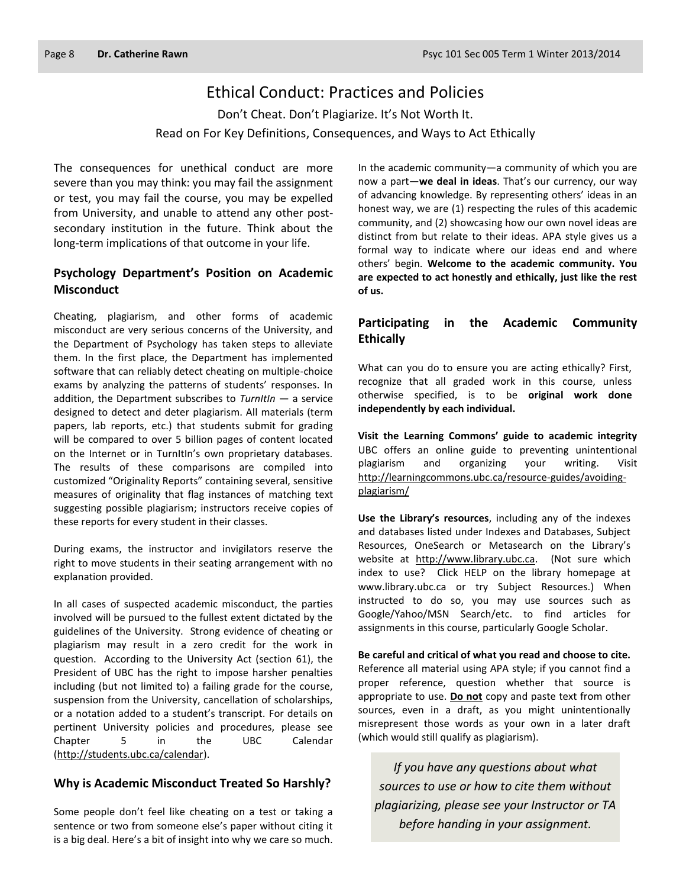# Ethical Conduct: Practices and Policies

Don't Cheat. Don't Plagiarize. It's Not Worth It.

Read on For Key Definitions, Consequences, and Ways to Act Ethically

The consequences for unethical conduct are more severe than you may think: you may fail the assignment or test, you may fail the course, you may be expelled from University, and unable to attend any other post-secondary institution in the future. Think about the long-term implications of that outcome in your life.

## Psychology Department's Position on Academic Misconduct

Cheating, plagiarism, and other forms of academic misconduct are very serious concerns of the University, and the Department of Psychology has taken steps to alleviate them. In the first place, the Department has implemented software that can reliably detect cheating on multiple-choice exams by analyzing the patterns of students' responses. In addition, the Department subscribes to *TurnItIn* — a service designed to detect and deter plagiarism. All materials (term papers, lab reports, etc.) that students submit for grading will be compared to over 5 billion pages of content located on the Internet or in TurnItIn's own proprietary databases. The results of these comparisons are compiled into customized "Originality Reports" containing several, sensitive measures of originality that flag instances of matching text suggesting possible plagiarism; instructors receive copies of these reports for every student in their classes.

During exams, the instructor and invigilators reserve the right to move students in their seating arrangement with no explanation provided.

In all cases of suspected academic misconduct, the parties involved will be pursued to the fullest extent dictated by the guidelines of the University. Strong evidence of cheating or plagiarism may result in a zero credit for the work in question. According to the University Act (section 61), the President of UBC has the right to impose harsher penalties including (but not limited to) a failing grade for the course, suspension from the University, cancellation of scholarships, or a notation added to a student's transcript. For details on pertinent University policies and procedures, please see Chapter 5 in the UBC Calendar (http://students.ubc.ca/calendar).

## Why is Academic Misconduct Treated So Harshly?

Some people don't feel like cheating on a test or taking a sentence or two from someone else's paper without citing it is a big deal. Here's a bit of insight into why we care so much.

In the academic community—a community of which you are now a part—**we deal in ideas**. That's our currency, our way of advancing knowledge. By representing others' ideas in an honest way, we are (1) respecting the rules of this academic community, and (2) showcasing how our own novel ideas are distinct from but relate to their ideas. APA style gives us a formal way to indicate where our ideas end and where others' begin. **Welcome to the academic community. You are expected to act honestly and ethically, just like the rest of us.**

## Participating in the Academic Community Ethically

What can you do to ensure you are acting ethically? First, recognize that all graded work in this course, unless otherwise specified, is to be **original work done independently by each individual.**

**Visit the Learning Commons' guide to academic integrity** UBC offers an online guide to preventing unintentional plagiarism and organizing your writing. Visit http://learningcommons.ubc.ca/resource-guides/avoiding-plagiarism/

**Use the Library's resources**, including any of the indexes and databases listed under Indexes and Databases, Subject Resources, OneSearch or Metasearch on the Library's website at http://www.library.ubc.ca. (Not sure which index to use? Click HELP on the library homepage at www.library.ubc.ca or try Subject Resources.) When instructed to do so, you may use sources such as Google/Yahoo/MSN Search/etc. to find articles for assignments in this course, particularly Google Scholar.

**Be careful and critical of what you read and choose to cite.** Reference all material using APA style; if you cannot find a proper reference, question whether that source is appropriate to use. **Do not** copy and paste text from other sources, even in a draft, as you might unintentionally misrepresent those words as your own in a later draft (which would still qualify as plagiarism).

*If you have any questions about what sources to use or how to cite them without plagiarizing, please see your Instructor or TA before handing in your assignment.*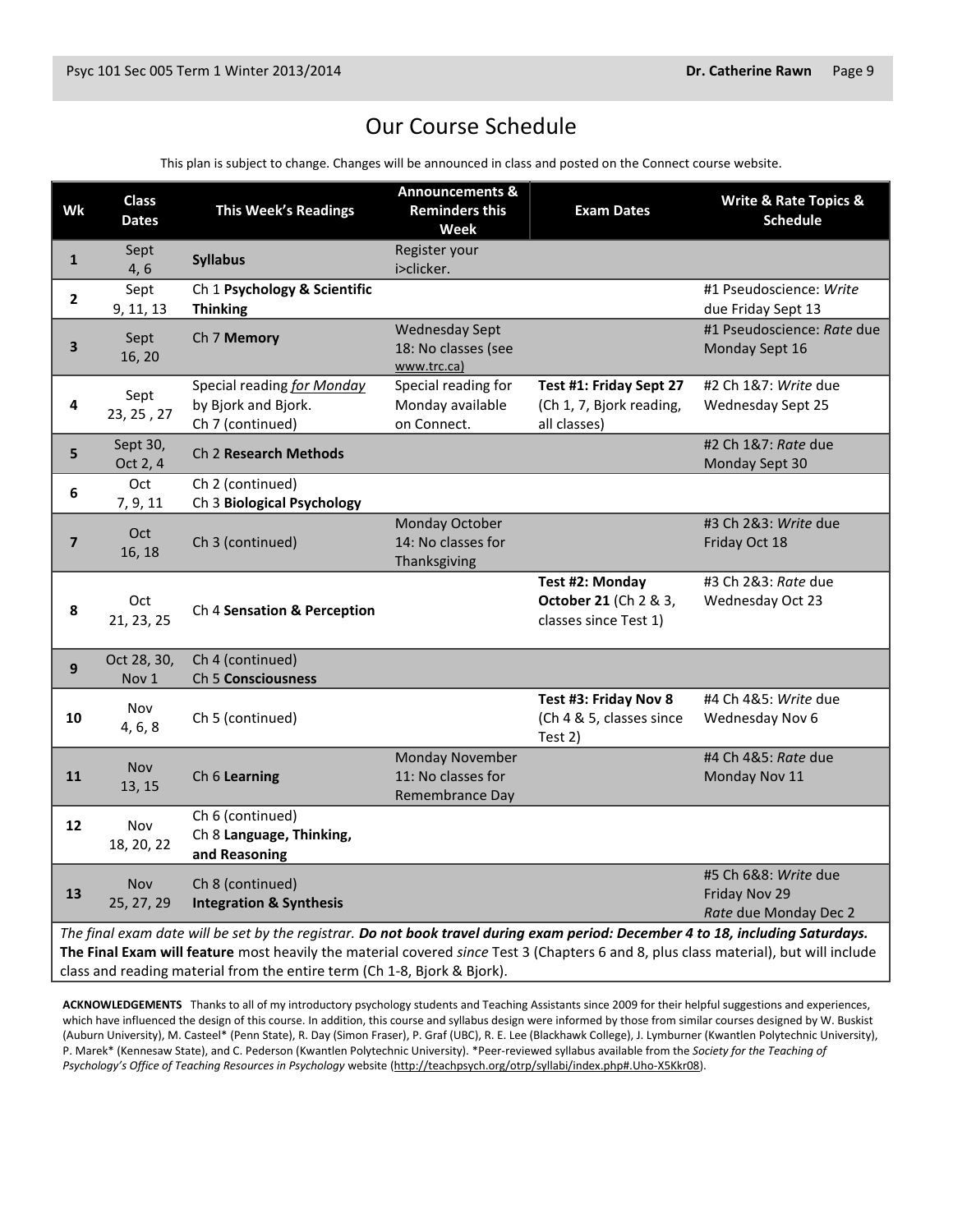## Our Course Schedule

This plan is subject to change. Changes will be announced in class and posted on the Connect course website.

| Wk | Class Dates | This Week's Readings | Announcements & Reminders this Week | Exam Dates | Write & Rate Topics & Schedule |
|---|---|---|---|---|---|
| 1 | Sept 4, 6 | **Syllabus** | Register your i>clicker. | | |
| 2 | Sept 9, 11, 13 | Ch 1 **Psychology & Scientific Thinking** | | | #1 Pseudoscience: *Write* due Friday Sept 13 |
| 3 | Sept 16, 20 | Ch 7 **Memory** | Wednesday Sept 18: No classes (see www.trc.ca) | | #1 Pseudoscience: *Rate* due Monday Sept 16 |
| 4 | Sept 23, 25 , 27 | Special reading *for Monday* by Bjork and Bjork. Ch 7 (continued) | Special reading for Monday available on Connect. | **Test #1: Friday Sept 27** (Ch 1, 7, Bjork reading, all classes) | #2 Ch 1&7: *Write* due Wednesday Sept 25 |
| 5 | Sept 30, Oct 2, 4 | Ch 2 **Research Methods** | | | #2 Ch 1&7: *Rate* due Monday Sept 30 |
| 6 | Oct 7, 9, 11 | Ch 2 (continued) Ch 3 **Biological Psychology** | | | |
| 7 | Oct 16, 18 | Ch 3 (continued) | Monday October 14: No classes for Thanksgiving | | #3 Ch 2&3: *Write* due Friday Oct 18 |
| 8 | Oct 21, 23, 25 | Ch 4 **Sensation & Perception** | | **Test #2: Monday October 21** (Ch 2 & 3, classes since Test 1) | #3 Ch 2&3: *Rate* due Wednesday Oct 23 |
| 9 | Oct 28, 30, Nov 1 | Ch 4 (continued) Ch 5 **Consciousness** | | | |
| 10 | Nov 4, 6, 8 | Ch 5 (continued) | | **Test #3: Friday Nov 8** (Ch 4 & 5, classes since Test 2) | #4 Ch 4&5: *Write* due Wednesday Nov 6 |
| 11 | Nov 13, 15 | Ch 6 **Learning** | Monday November 11: No classes for Remembrance Day | | #4 Ch 4&5: *Rate* due Monday Nov 11 |
| 12 | Nov 18, 20, 22 | Ch 6 (continued) Ch 8 **Language, Thinking, and Reasoning** | | | |
| 13 | Nov 25, 27, 29 | Ch 8 (continued) **Integration & Synthesis** | | | #5 Ch 6&8: *Write* due Friday Nov 29 *Rate* due Monday Dec 2 |

*The final exam date will be set by the registrar.* ***Do not book travel during exam period: December 4 to 18, including Saturdays.*** **The Final Exam will feature** most heavily the material covered *since* Test 3 (Chapters 6 and 8, plus class material), but will include class and reading material from the entire term (Ch 1-8, Bjork & Bjork).

**ACKNOWLEDGEMENTS** Thanks to all of my introductory psychology students and Teaching Assistants since 2009 for their helpful suggestions and experiences, which have influenced the design of this course. In addition, this course and syllabus design were informed by those from similar courses designed by W. Buskist (Auburn University), M. Casteel* (Penn State), R. Day (Simon Fraser), P. Graf (UBC), R. E. Lee (Blackhawk College), J. Lymburner (Kwantlen Polytechnic University), P. Marek* (Kennesaw State), and C. Pederson (Kwantlen Polytechnic University). *Peer-reviewed syllabus available from the *Society for the Teaching of Psychology's Office of Teaching Resources in Psychology* website (http://teachpsych.org/otrp/syllabi/index.php#.Uho-X5Kkr08).